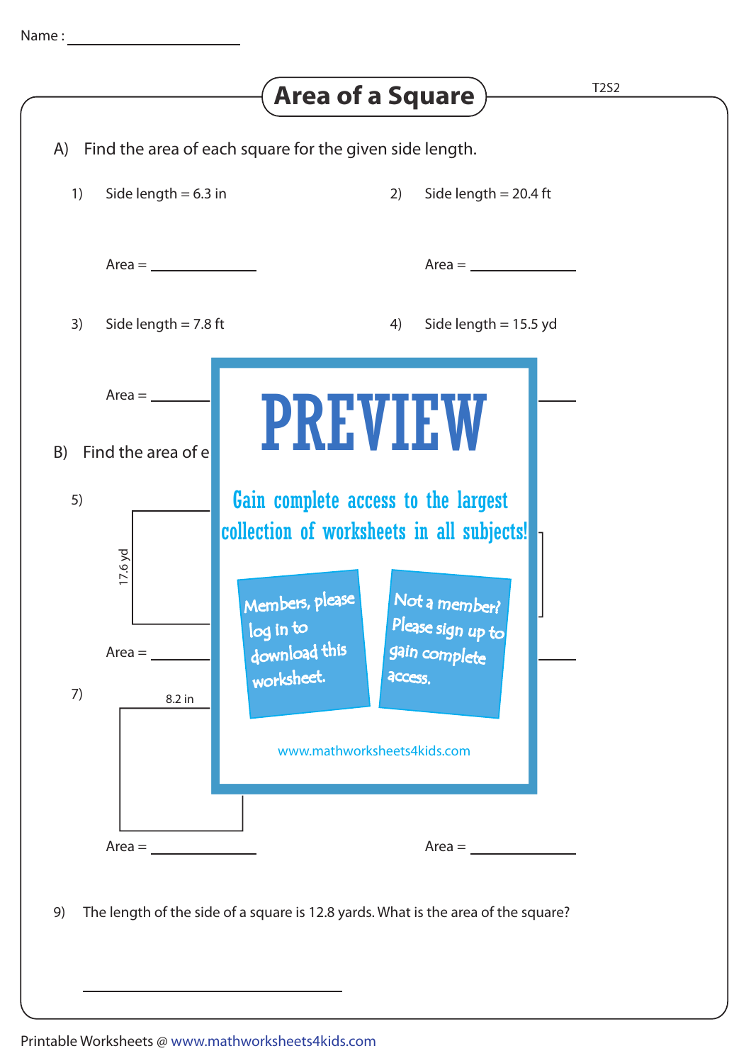Name : ____________________

# Area of a Square

T2S2

A) Find the area of each square for the given side length.

1) Side length = 6.3 in

Area = ____________

2) Side length = 20.4 ft

Area = ____________

3) Side length = 7.8 ft

Area = ____________

4) Side length = 15.5 yd

Area = ____________

B) Find the area of e

5)

17.6 yd

Area = ____________

Area = ____________

7)

8.2 in

Area = ____________

Area = ____________

PREVIEW

Gain complete access to the largest collection of worksheets in all subjects!

Members, please log in to download this worksheet.

Not a member? Please sign up to gain complete access.

www.mathworksheets4kids.com

9) The length of the side of a square is 12.8 yards. What is the area of the square?

____________________

Printable Worksheets @ www.mathworksheets4kids.com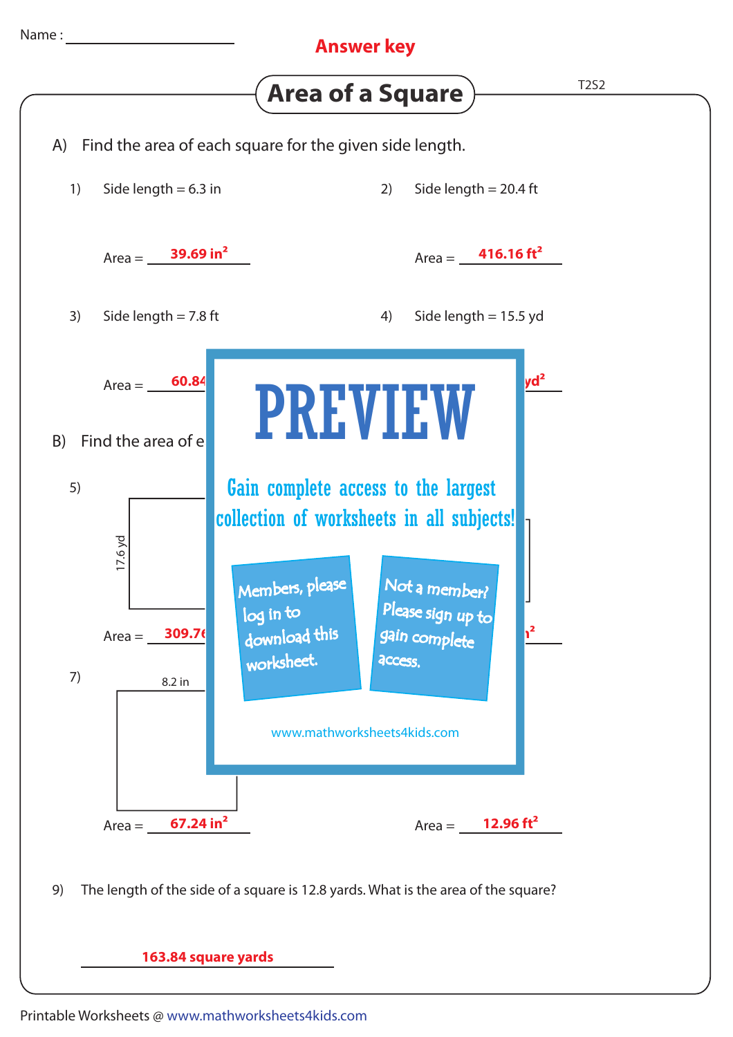Name : ____________

**Answer key**

# Area of a Square

T2S2

A) Find the area of each square for the given side length.

1) Side length = 6.3 in

Area = **39.69 in²**

2) Side length = 20.4 ft

Area = **416.16 ft²**

3) Side length = 7.8 ft

Area = **60.84**

4) Side length = 15.5 yd

Area = **yd²**

B) Find the area of e

5)

17.6 yd

Area = **309.76**

7)

8.2 in

Area = **67.24 in²**

Area = **12.96 ft²**

PREVIEW

Gain complete access to the largest collection of worksheets in all subjects!

Members, please log in to download this worksheet.

Not a member? Please sign up to gain complete access.

www.mathworksheets4kids.com

9) The length of the side of a square is 12.8 yards. What is the area of the square?

**163.84 square yards**

Printable Worksheets @ www.mathworksheets4kids.com